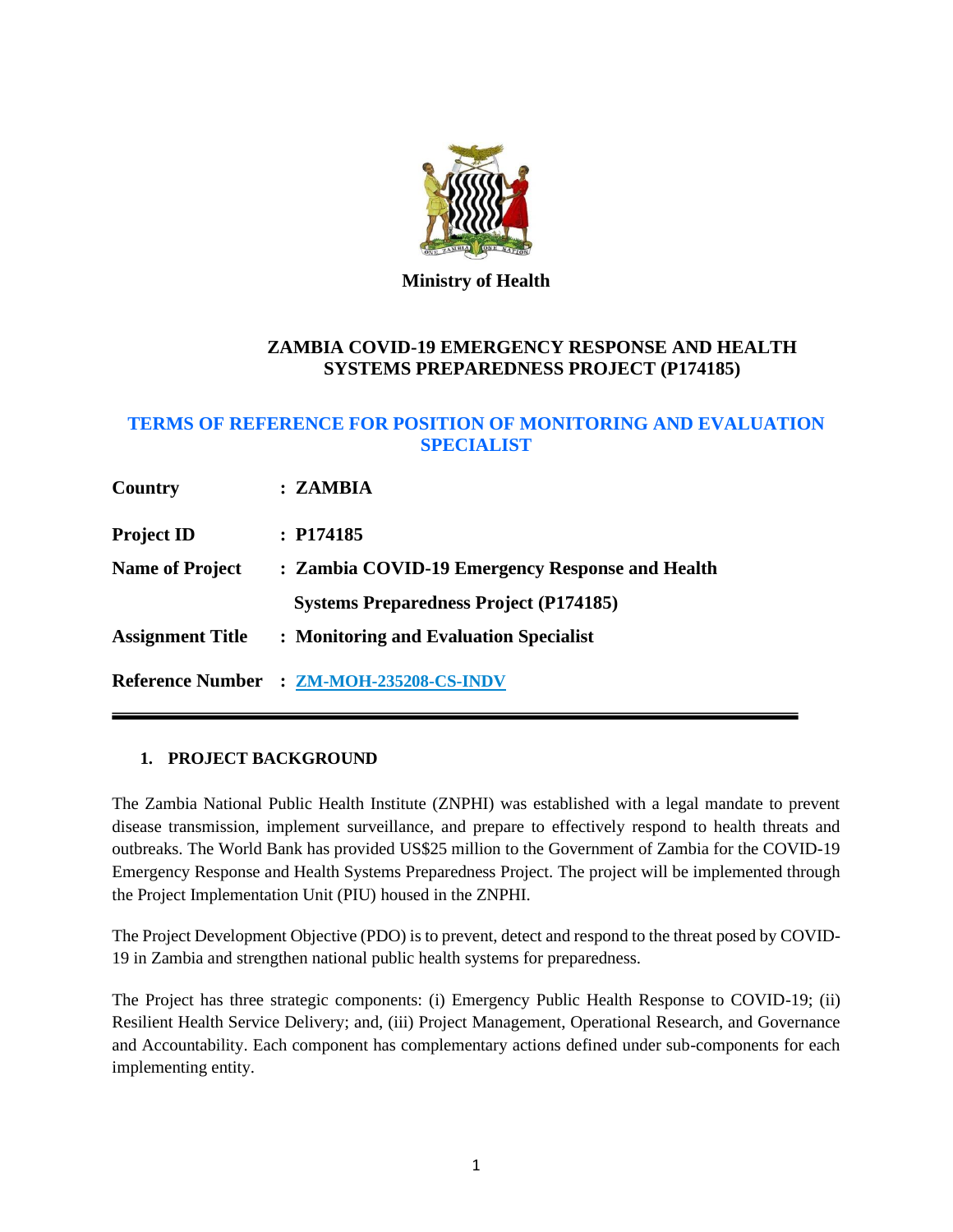**Ministry of Health**

## ZAMBIA COVID-19 EMERGENCY RESPONSE AND HEALTH SYSTEMS PREPAREDNESS PROJECT (P174185)

## TERMS OF REFERENCE FOR POSITION OF MONITORING AND EVALUATION SPECIALIST

| | |
|---|---|
| **Country** | **: ZAMBIA** |
| **Project ID** | **: P174185** |
| **Name of Project** | **: Zambia COVID-19 Emergency Response and Health Systems Preparedness Project (P174185)** |
| **Assignment Title** | **: Monitoring and Evaluation Specialist** |
| **Reference Number** | **: ZM-MOH-235208-CS-INDV** |

---

### 1. PROJECT BACKGROUND

The Zambia National Public Health Institute (ZNPHI) was established with a legal mandate to prevent disease transmission, implement surveillance, and prepare to effectively respond to health threats and outbreaks. The World Bank has provided US$25 million to the Government of Zambia for the COVID-19 Emergency Response and Health Systems Preparedness Project. The project will be implemented through the Project Implementation Unit (PIU) housed in the ZNPHI.

The Project Development Objective (PDO) is to prevent, detect and respond to the threat posed by COVID-19 in Zambia and strengthen national public health systems for preparedness.

The Project has three strategic components: (i) Emergency Public Health Response to COVID-19; (ii) Resilient Health Service Delivery; and, (iii) Project Management, Operational Research, and Governance and Accountability. Each component has complementary actions defined under sub-components for each implementing entity.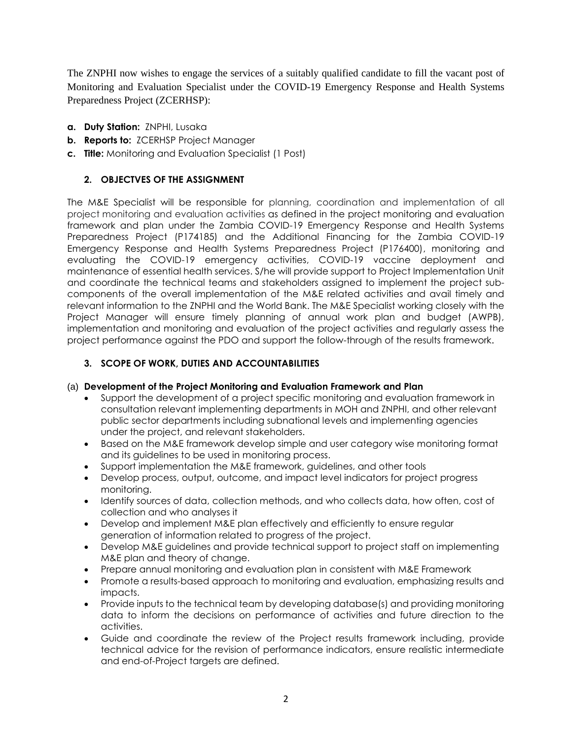The ZNPHI now wishes to engage the services of a suitably qualified candidate to fill the vacant post of Monitoring and Evaluation Specialist under the COVID-19 Emergency Response and Health Systems Preparedness Project (ZCERHSP):

- **a. Duty Station:** ZNPHI, Lusaka
- **b. Reports to:** ZCERHSP Project Manager
- **c. Title:** Monitoring and Evaluation Specialist (1 Post)

## 2. OBJECTVES OF THE ASSIGNMENT

The M&E Specialist will be responsible for planning, coordination and implementation of all project monitoring and evaluation activities as defined in the project monitoring and evaluation framework and plan under the Zambia COVID-19 Emergency Response and Health Systems Preparedness Project (P174185) and the Additional Financing for the Zambia COVID-19 Emergency Response and Health Systems Preparedness Project (P176400), monitoring and evaluating the COVID-19 emergency activities, COVID-19 vaccine deployment and maintenance of essential health services. S/he will provide support to Project Implementation Unit and coordinate the technical teams and stakeholders assigned to implement the project sub-components of the overall implementation of the M&E related activities and avail timely and relevant information to the ZNPHI and the World Bank. The M&E Specialist working closely with the Project Manager will ensure timely planning of annual work plan and budget (AWPB), implementation and monitoring and evaluation of the project activities and regularly assess the project performance against the PDO and support the follow-through of the results framework.

## 3. SCOPE OF WORK, DUTIES AND ACCOUNTABILITIES

(a) **Development of the Project Monitoring and Evaluation Framework and Plan**

- Support the development of a project specific monitoring and evaluation framework in consultation relevant implementing departments in MOH and ZNPHI, and other relevant public sector departments including subnational levels and implementing agencies under the project, and relevant stakeholders.
- Based on the M&E framework develop simple and user category wise monitoring format and its guidelines to be used in monitoring process.
- Support implementation the M&E framework, guidelines, and other tools
- Develop process, output, outcome, and impact level indicators for project progress monitoring.
- Identify sources of data, collection methods, and who collects data, how often, cost of collection and who analyses it
- Develop and implement M&E plan effectively and efficiently to ensure regular generation of information related to progress of the project.
- Develop M&E guidelines and provide technical support to project staff on implementing M&E plan and theory of change.
- Prepare annual monitoring and evaluation plan in consistent with M&E Framework
- Promote a results-based approach to monitoring and evaluation, emphasizing results and impacts.
- Provide inputs to the technical team by developing database(s) and providing monitoring data to inform the decisions on performance of activities and future direction to the activities.
- Guide and coordinate the review of the Project results framework including, provide technical advice for the revision of performance indicators, ensure realistic intermediate and end-of-Project targets are defined.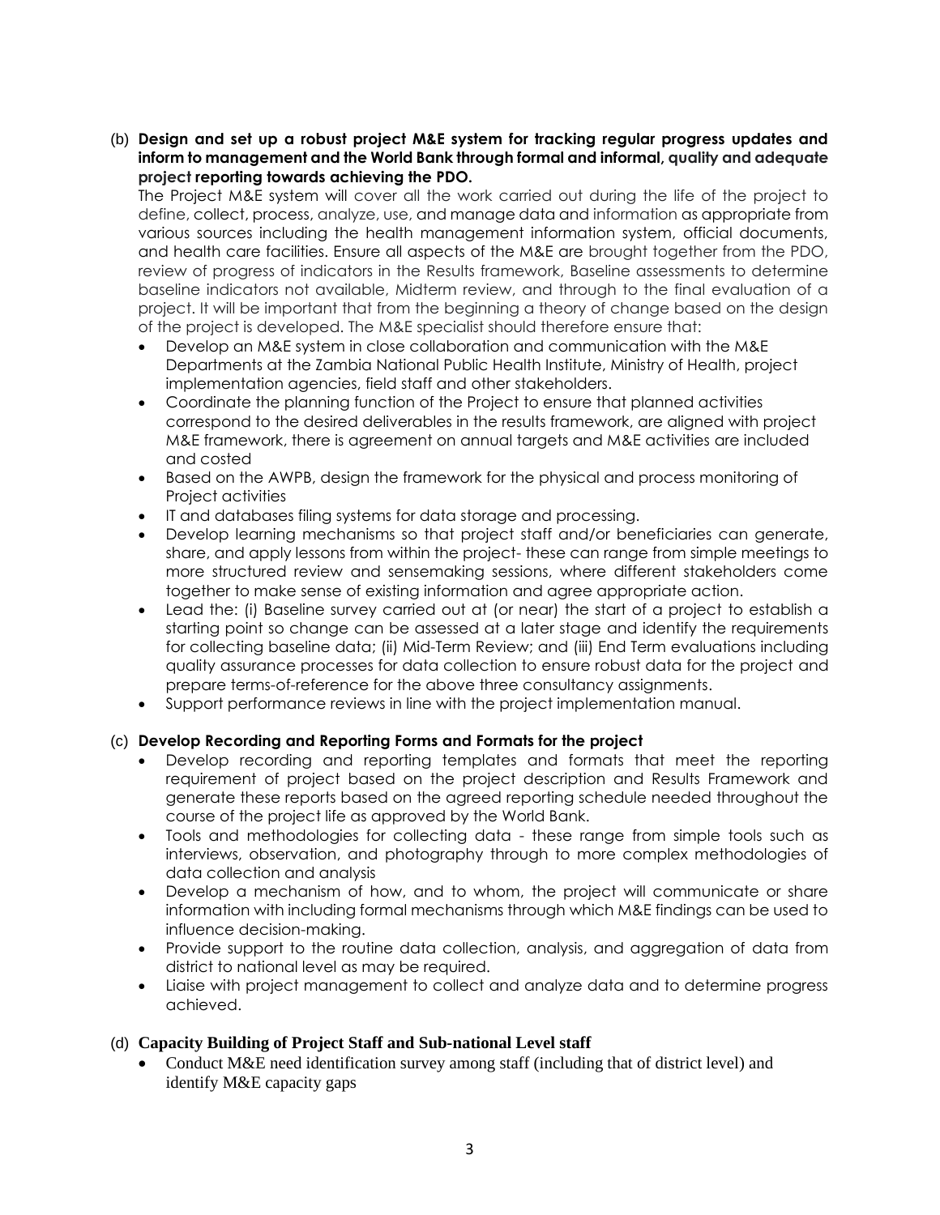(b) **Design and set up a robust project M&E system for tracking regular progress updates and inform to management and the World Bank through formal and informal, quality and adequate project reporting towards achieving the PDO.**

The Project M&E system will cover all the work carried out during the life of the project to define, collect, process, analyze, use, and manage data and information as appropriate from various sources including the health management information system, official documents, and health care facilities. Ensure all aspects of the M&E are brought together from the PDO, review of progress of indicators in the Results framework, Baseline assessments to determine baseline indicators not available, Midterm review, and through to the final evaluation of a project. It will be important that from the beginning a theory of change based on the design of the project is developed. The M&E specialist should therefore ensure that:

- Develop an M&E system in close collaboration and communication with the M&E Departments at the Zambia National Public Health Institute, Ministry of Health, project implementation agencies, field staff and other stakeholders.
- Coordinate the planning function of the Project to ensure that planned activities correspond to the desired deliverables in the results framework, are aligned with project M&E framework, there is agreement on annual targets and M&E activities are included and costed
- Based on the AWPB, design the framework for the physical and process monitoring of Project activities
- IT and databases filing systems for data storage and processing.
- Develop learning mechanisms so that project staff and/or beneficiaries can generate, share, and apply lessons from within the project- these can range from simple meetings to more structured review and sensemaking sessions, where different stakeholders come together to make sense of existing information and agree appropriate action.
- Lead the: (i) Baseline survey carried out at (or near) the start of a project to establish a starting point so change can be assessed at a later stage and identify the requirements for collecting baseline data; (ii) Mid-Term Review; and (iii) End Term evaluations including quality assurance processes for data collection to ensure robust data for the project and prepare terms-of-reference for the above three consultancy assignments.
- Support performance reviews in line with the project implementation manual.

(c) **Develop Recording and Reporting Forms and Formats for the project**

- Develop recording and reporting templates and formats that meet the reporting requirement of project based on the project description and Results Framework and generate these reports based on the agreed reporting schedule needed throughout the course of the project life as approved by the World Bank.
- Tools and methodologies for collecting data - these range from simple tools such as interviews, observation, and photography through to more complex methodologies of data collection and analysis
- Develop a mechanism of how, and to whom, the project will communicate or share information with including formal mechanisms through which M&E findings can be used to influence decision-making.
- Provide support to the routine data collection, analysis, and aggregation of data from district to national level as may be required.
- Liaise with project management to collect and analyze data and to determine progress achieved.

(d) **Capacity Building of Project Staff and Sub-national Level staff**

- Conduct M&E need identification survey among staff (including that of district level) and identify M&E capacity gaps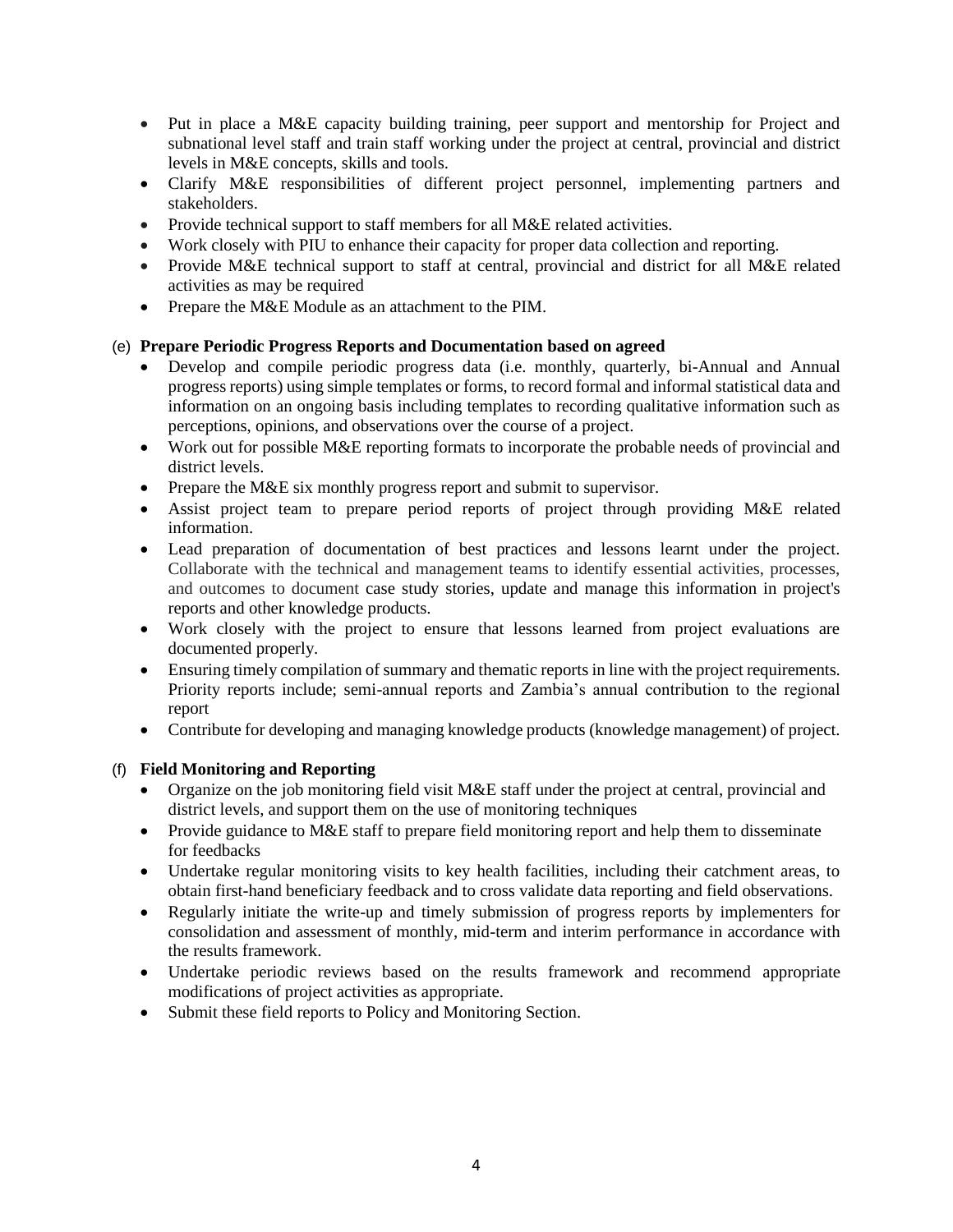- Put in place a M&E capacity building training, peer support and mentorship for Project and subnational level staff and train staff working under the project at central, provincial and district levels in M&E concepts, skills and tools.
- Clarify M&E responsibilities of different project personnel, implementing partners and stakeholders.
- Provide technical support to staff members for all M&E related activities.
- Work closely with PIU to enhance their capacity for proper data collection and reporting.
- Provide M&E technical support to staff at central, provincial and district for all M&E related activities as may be required
- Prepare the M&E Module as an attachment to the PIM.

(e) **Prepare Periodic Progress Reports and Documentation based on agreed**

- Develop and compile periodic progress data (i.e. monthly, quarterly, bi-Annual and Annual progress reports) using simple templates or forms, to record formal and informal statistical data and information on an ongoing basis including templates to recording qualitative information such as perceptions, opinions, and observations over the course of a project.
- Work out for possible M&E reporting formats to incorporate the probable needs of provincial and district levels.
- Prepare the M&E six monthly progress report and submit to supervisor.
- Assist project team to prepare period reports of project through providing M&E related information.
- Lead preparation of documentation of best practices and lessons learnt under the project. Collaborate with the technical and management teams to identify essential activities, processes, and outcomes to document case study stories, update and manage this information in project's reports and other knowledge products.
- Work closely with the project to ensure that lessons learned from project evaluations are documented properly.
- Ensuring timely compilation of summary and thematic reports in line with the project requirements. Priority reports include; semi-annual reports and Zambia's annual contribution to the regional report
- Contribute for developing and managing knowledge products (knowledge management) of project.

(f) **Field Monitoring and Reporting**

- Organize on the job monitoring field visit M&E staff under the project at central, provincial and district levels, and support them on the use of monitoring techniques
- Provide guidance to M&E staff to prepare field monitoring report and help them to disseminate for feedbacks
- Undertake regular monitoring visits to key health facilities, including their catchment areas, to obtain first-hand beneficiary feedback and to cross validate data reporting and field observations.
- Regularly initiate the write-up and timely submission of progress reports by implementers for consolidation and assessment of monthly, mid-term and interim performance in accordance with the results framework.
- Undertake periodic reviews based on the results framework and recommend appropriate modifications of project activities as appropriate.
- Submit these field reports to Policy and Monitoring Section.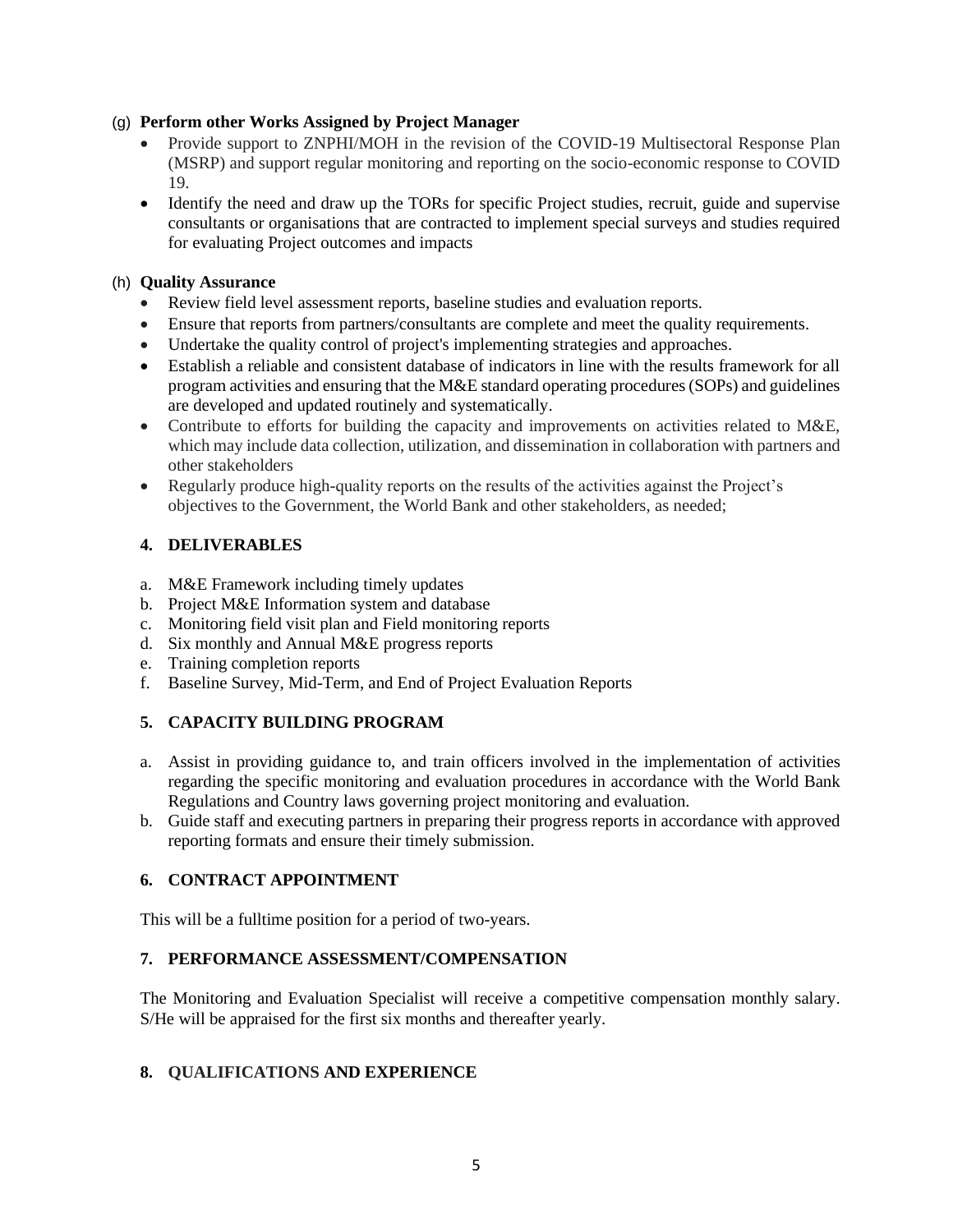(g) **Perform other Works Assigned by Project Manager**

- Provide support to ZNPHI/MOH in the revision of the COVID-19 Multisectoral Response Plan (MSRP) and support regular monitoring and reporting on the socio-economic response to COVID 19.
- Identify the need and draw up the TORs for specific Project studies, recruit, guide and supervise consultants or organisations that are contracted to implement special surveys and studies required for evaluating Project outcomes and impacts

(h) **Quality Assurance**

- Review field level assessment reports, baseline studies and evaluation reports.
- Ensure that reports from partners/consultants are complete and meet the quality requirements.
- Undertake the quality control of project's implementing strategies and approaches.
- Establish a reliable and consistent database of indicators in line with the results framework for all program activities and ensuring that the M&E standard operating procedures (SOPs) and guidelines are developed and updated routinely and systematically.
- Contribute to efforts for building the capacity and improvements on activities related to M&E, which may include data collection, utilization, and dissemination in collaboration with partners and other stakeholders
- Regularly produce high-quality reports on the results of the activities against the Project's objectives to the Government, the World Bank and other stakeholders, as needed;

## 4. DELIVERABLES

a. M&E Framework including timely updates
b. Project M&E Information system and database
c. Monitoring field visit plan and Field monitoring reports
d. Six monthly and Annual M&E progress reports
e. Training completion reports
f. Baseline Survey, Mid-Term, and End of Project Evaluation Reports

## 5. CAPACITY BUILDING PROGRAM

a. Assist in providing guidance to, and train officers involved in the implementation of activities regarding the specific monitoring and evaluation procedures in accordance with the World Bank Regulations and Country laws governing project monitoring and evaluation.
b. Guide staff and executing partners in preparing their progress reports in accordance with approved reporting formats and ensure their timely submission.

## 6. CONTRACT APPOINTMENT

This will be a fulltime position for a period of two-years.

## 7. PERFORMANCE ASSESSMENT/COMPENSATION

The Monitoring and Evaluation Specialist will receive a competitive compensation monthly salary. S/He will be appraised for the first six months and thereafter yearly.

## 8. QUALIFICATIONS AND EXPERIENCE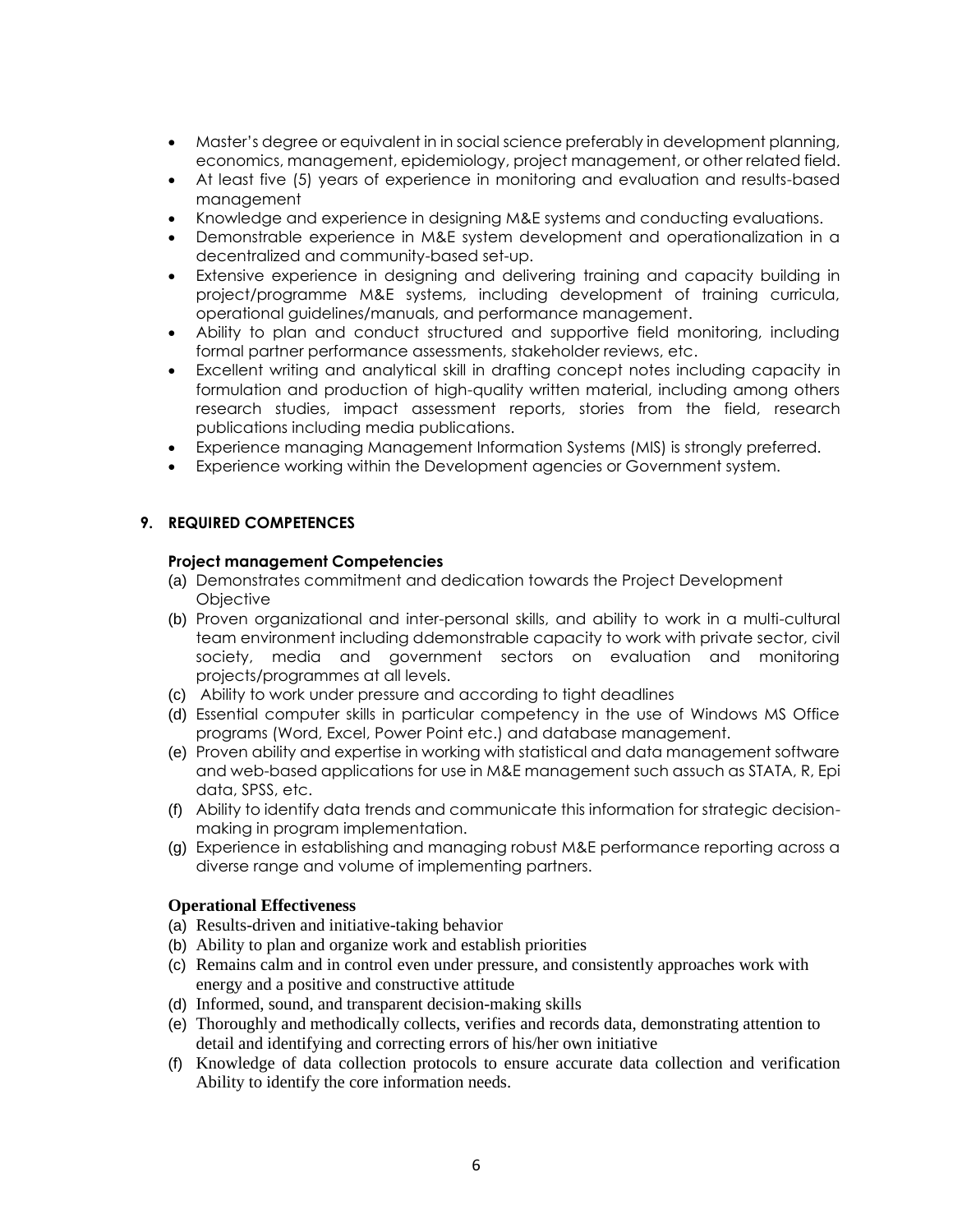- Master's degree or equivalent in in social science preferably in development planning, economics, management, epidemiology, project management, or other related field.
- At least five (5) years of experience in monitoring and evaluation and results-based management
- Knowledge and experience in designing M&E systems and conducting evaluations.
- Demonstrable experience in M&E system development and operationalization in a decentralized and community-based set-up.
- Extensive experience in designing and delivering training and capacity building in project/programme M&E systems, including development of training curricula, operational guidelines/manuals, and performance management.
- Ability to plan and conduct structured and supportive field monitoring, including formal partner performance assessments, stakeholder reviews, etc.
- Excellent writing and analytical skill in drafting concept notes including capacity in formulation and production of high-quality written material, including among others research studies, impact assessment reports, stories from the field, research publications including media publications.
- Experience managing Management Information Systems (MIS) is strongly preferred.
- Experience working within the Development agencies or Government system.

## 9. REQUIRED COMPETENCES

**Project management Competencies**

(a) Demonstrates commitment and dedication towards the Project Development Objective
(b) Proven organizational and inter-personal skills, and ability to work in a multi-cultural team environment including ddemonstrable capacity to work with private sector, civil society, media and government sectors on evaluation and monitoring projects/programmes at all levels.
(c) Ability to work under pressure and according to tight deadlines
(d) Essential computer skills in particular competency in the use of Windows MS Office programs (Word, Excel, Power Point etc.) and database management.
(e) Proven ability and expertise in working with statistical and data management software and web-based applications for use in M&E management such assuch as STATA, R, Epi data, SPSS, etc.
(f) Ability to identify data trends and communicate this information for strategic decision-making in program implementation.
(g) Experience in establishing and managing robust M&E performance reporting across a diverse range and volume of implementing partners.

**Operational Effectiveness**

(a) Results-driven and initiative-taking behavior
(b) Ability to plan and organize work and establish priorities
(c) Remains calm and in control even under pressure, and consistently approaches work with energy and a positive and constructive attitude
(d) Informed, sound, and transparent decision-making skills
(e) Thoroughly and methodically collects, verifies and records data, demonstrating attention to detail and identifying and correcting errors of his/her own initiative
(f) Knowledge of data collection protocols to ensure accurate data collection and verification Ability to identify the core information needs.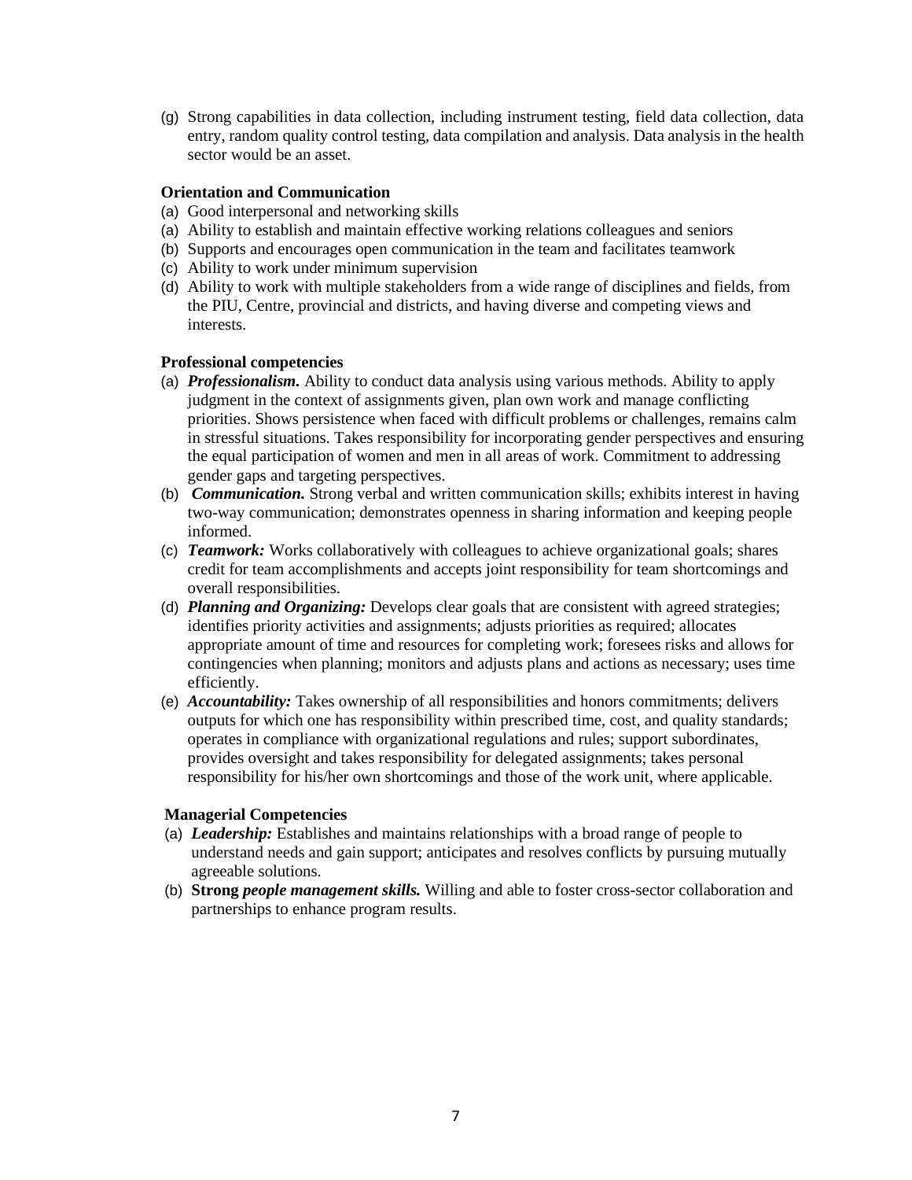(g) Strong capabilities in data collection, including instrument testing, field data collection, data entry, random quality control testing, data compilation and analysis. Data analysis in the health sector would be an asset.

**Orientation and Communication**

(a) Good interpersonal and networking skills
(a) Ability to establish and maintain effective working relations colleagues and seniors
(b) Supports and encourages open communication in the team and facilitates teamwork
(c) Ability to work under minimum supervision
(d) Ability to work with multiple stakeholders from a wide range of disciplines and fields, from the PIU, Centre, provincial and districts, and having diverse and competing views and interests.

**Professional competencies**

(a) ***Professionalism.*** Ability to conduct data analysis using various methods. Ability to apply judgment in the context of assignments given, plan own work and manage conflicting priorities. Shows persistence when faced with difficult problems or challenges, remains calm in stressful situations. Takes responsibility for incorporating gender perspectives and ensuring the equal participation of women and men in all areas of work. Commitment to addressing gender gaps and targeting perspectives.
(b) ***Communication.*** Strong verbal and written communication skills; exhibits interest in having two-way communication; demonstrates openness in sharing information and keeping people informed.
(c) ***Teamwork:*** Works collaboratively with colleagues to achieve organizational goals; shares credit for team accomplishments and accepts joint responsibility for team shortcomings and overall responsibilities.
(d) ***Planning and Organizing:*** Develops clear goals that are consistent with agreed strategies; identifies priority activities and assignments; adjusts priorities as required; allocates appropriate amount of time and resources for completing work; foresees risks and allows for contingencies when planning; monitors and adjusts plans and actions as necessary; uses time efficiently.
(e) ***Accountability:*** Takes ownership of all responsibilities and honors commitments; delivers outputs for which one has responsibility within prescribed time, cost, and quality standards; operates in compliance with organizational regulations and rules; support subordinates, provides oversight and takes responsibility for delegated assignments; takes personal responsibility for his/her own shortcomings and those of the work unit, where applicable.

**Managerial Competencies**

(a) ***Leadership:*** Establishes and maintains relationships with a broad range of people to understand needs and gain support; anticipates and resolves conflicts by pursuing mutually agreeable solutions.
(b) **Strong *people management skills.*** Willing and able to foster cross-sector collaboration and partnerships to enhance program results.